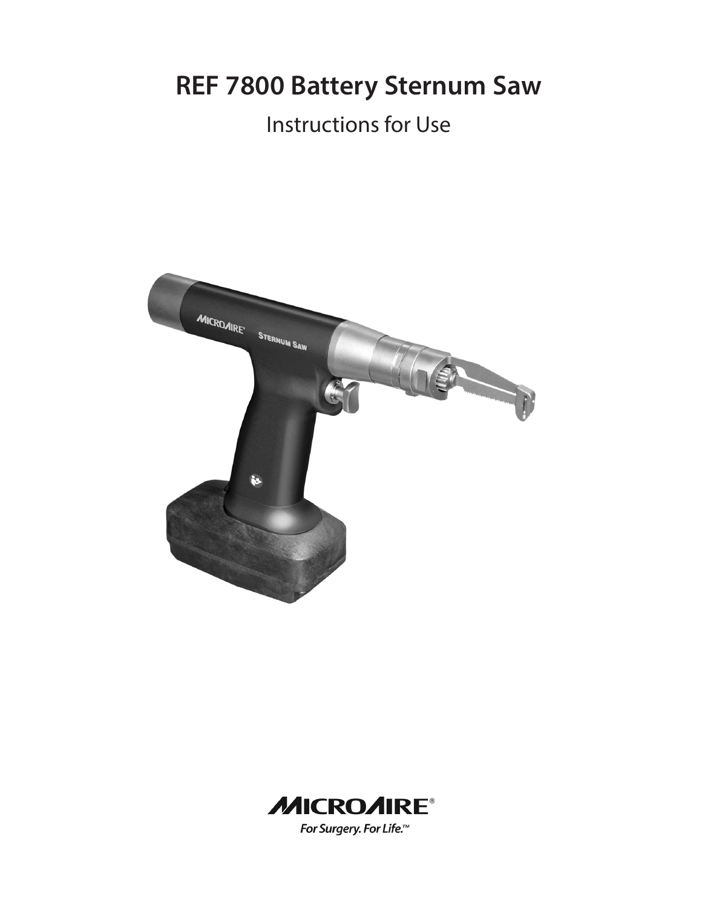# REF 7800 Battery Sternum Saw

Instructions for Use

MICROAIRE®

*For Surgery. For Life.™*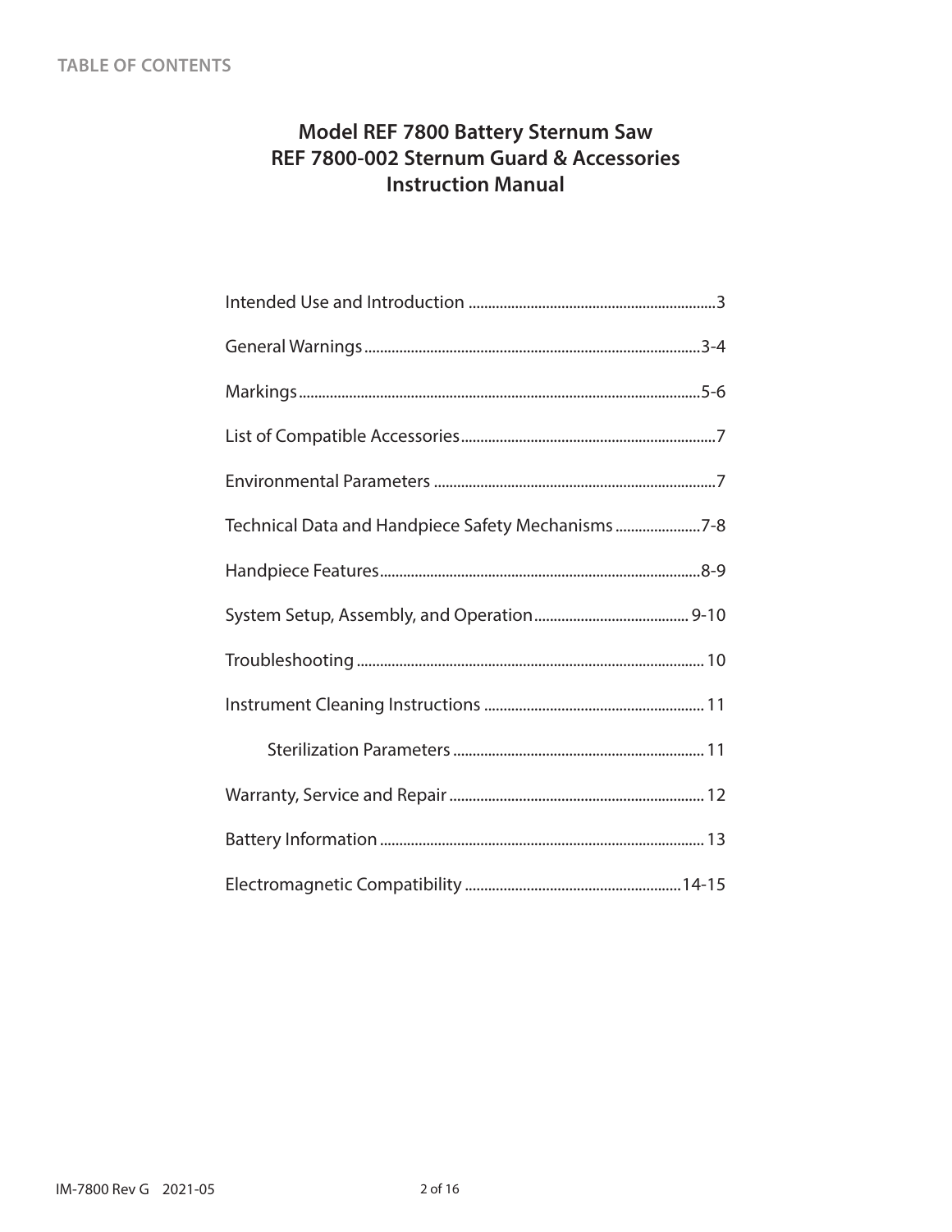TABLE OF CONTENTS

# Model REF 7800 Battery Sternum Saw
# REF 7800-002 Sternum Guard & Accessories
# Instruction Manual

Intended Use and Introduction ............................................................... 3

General Warnings ................................................................................... 3-4

Markings .................................................................................................. 5-6

List of Compatible Accessories ............................................................... 7

Environmental Parameters ...................................................................... 7

Technical Data and Handpiece Safety Mechanisms ............................. 7-8

Handpiece Features ................................................................................. 8-9

System Setup, Assembly, and Operation ............................................... 9-10

Troubleshooting ...................................................................................... 10

Instrument Cleaning Instructions ........................................................... 11

  Sterilization Parameters ........................................................................ 11

Warranty, Service and Repair ................................................................ 12

Battery Information ................................................................................. 13

Electromagnetic Compatibility ............................................................... 14-15

IM-7800 Rev G 2021-05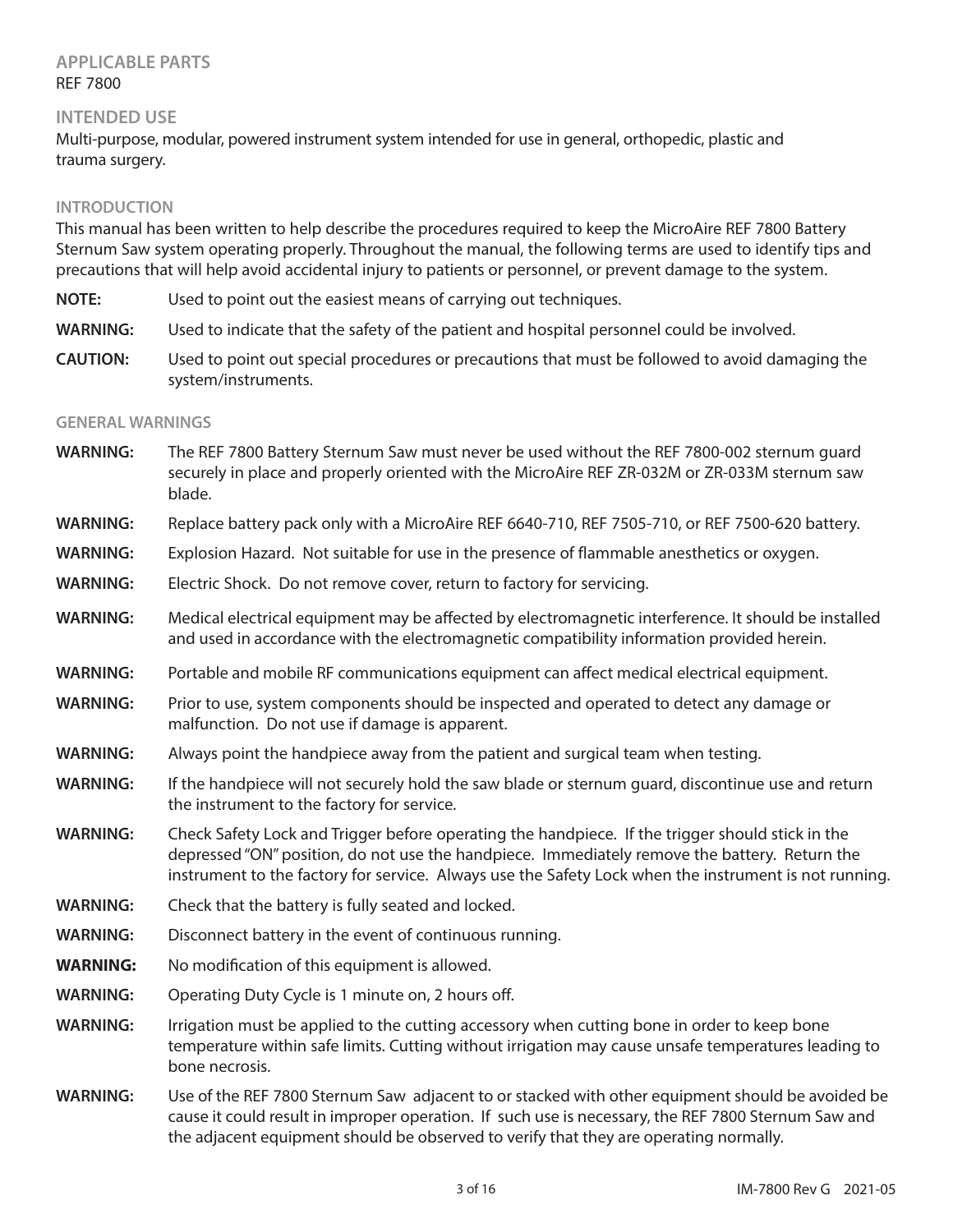## APPLICABLE PARTS

REF 7800

## INTENDED USE

Multi-purpose, modular, powered instrument system intended for use in general, orthopedic, plastic and trauma surgery.

## INTRODUCTION

This manual has been written to help describe the procedures required to keep the MicroAire REF 7800 Battery Sternum Saw system operating properly. Throughout the manual, the following terms are used to identify tips and precautions that will help avoid accidental injury to patients or personnel, or prevent damage to the system.

**NOTE:** Used to point out the easiest means of carrying out techniques.

**WARNING:** Used to indicate that the safety of the patient and hospital personnel could be involved.

**CAUTION:** Used to point out special procedures or precautions that must be followed to avoid damaging the system/instruments.

## GENERAL WARNINGS

**WARNING:** The REF 7800 Battery Sternum Saw must never be used without the REF 7800-002 sternum guard securely in place and properly oriented with the MicroAire REF ZR-032M or ZR-033M sternum saw blade.

**WARNING:** Replace battery pack only with a MicroAire REF 6640-710, REF 7505-710, or REF 7500-620 battery.

**WARNING:** Explosion Hazard. Not suitable for use in the presence of flammable anesthetics or oxygen.

**WARNING:** Electric Shock. Do not remove cover, return to factory for servicing.

**WARNING:** Medical electrical equipment may be affected by electromagnetic interference. It should be installed and used in accordance with the electromagnetic compatibility information provided herein.

**WARNING:** Portable and mobile RF communications equipment can affect medical electrical equipment.

**WARNING:** Prior to use, system components should be inspected and operated to detect any damage or malfunction. Do not use if damage is apparent.

**WARNING:** Always point the handpiece away from the patient and surgical team when testing.

**WARNING:** If the handpiece will not securely hold the saw blade or sternum guard, discontinue use and return the instrument to the factory for service.

**WARNING:** Check Safety Lock and Trigger before operating the handpiece. If the trigger should stick in the depressed "ON" position, do not use the handpiece. Immediately remove the battery. Return the instrument to the factory for service. Always use the Safety Lock when the instrument is not running.

**WARNING:** Check that the battery is fully seated and locked.

**WARNING:** Disconnect battery in the event of continuous running.

**WARNING:** No modification of this equipment is allowed.

**WARNING:** Operating Duty Cycle is 1 minute on, 2 hours off.

**WARNING:** Irrigation must be applied to the cutting accessory when cutting bone in order to keep bone temperature within safe limits. Cutting without irrigation may cause unsafe temperatures leading to bone necrosis.

**WARNING:** Use of the REF 7800 Sternum Saw adjacent to or stacked with other equipment should be avoided be cause it could result in improper operation. If such use is necessary, the REF 7800 Sternum Saw and the adjacent equipment should be observed to verify that they are operating normally.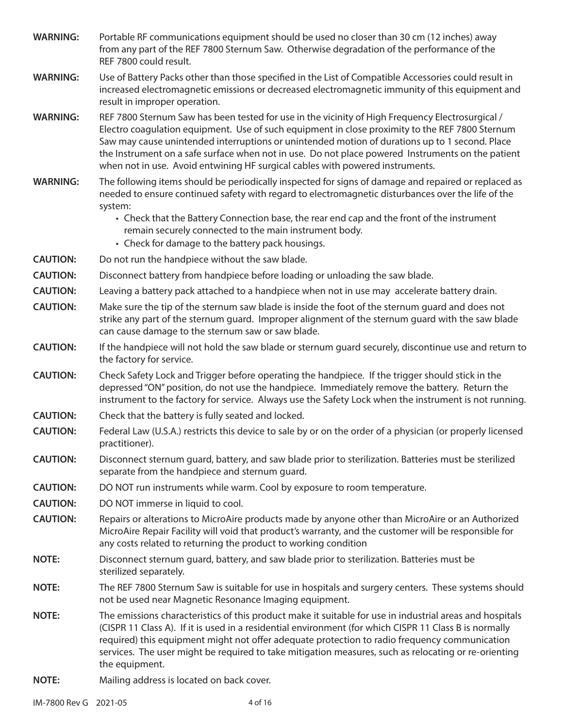**WARNING:** Portable RF communications equipment should be used no closer than 30 cm (12 inches) away from any part of the REF 7800 Sternum Saw. Otherwise degradation of the performance of the REF 7800 could result.

**WARNING:** Use of Battery Packs other than those specified in the List of Compatible Accessories could result in increased electromagnetic emissions or decreased electromagnetic immunity of this equipment and result in improper operation.

**WARNING:** REF 7800 Sternum Saw has been tested for use in the vicinity of High Frequency Electrosurgical / Electro coagulation equipment. Use of such equipment in close proximity to the REF 7800 Sternum Saw may cause unintended interruptions or unintended motion of durations up to 1 second. Place the Instrument on a safe surface when not in use. Do not place powered Instruments on the patient when not in use. Avoid entwining HF surgical cables with powered instruments.

**WARNING:** The following items should be periodically inspected for signs of damage and repaired or replaced as needed to ensure continued safety with regard to electromagnetic disturbances over the life of the system:

- Check that the Battery Connection base, the rear end cap and the front of the instrument remain securely connected to the main instrument body.
- Check for damage to the battery pack housings.

**CAUTION:** Do not run the handpiece without the saw blade.

**CAUTION:** Disconnect battery from handpiece before loading or unloading the saw blade.

**CAUTION:** Leaving a battery pack attached to a handpiece when not in use may accelerate battery drain.

**CAUTION:** Make sure the tip of the sternum saw blade is inside the foot of the sternum guard and does not strike any part of the sternum guard. Improper alignment of the sternum guard with the saw blade can cause damage to the sternum saw or saw blade.

**CAUTION:** If the handpiece will not hold the saw blade or sternum guard securely, discontinue use and return to the factory for service.

**CAUTION:** Check Safety Lock and Trigger before operating the handpiece. If the trigger should stick in the depressed "ON" position, do not use the handpiece. Immediately remove the battery. Return the instrument to the factory for service. Always use the Safety Lock when the instrument is not running.

**CAUTION:** Check that the battery is fully seated and locked.

**CAUTION:** Federal Law (U.S.A.) restricts this device to sale by or on the order of a physician (or properly licensed practitioner).

**CAUTION:** Disconnect sternum guard, battery, and saw blade prior to sterilization. Batteries must be sterilized separate from the handpiece and sternum guard.

**CAUTION:** DO NOT run instruments while warm. Cool by exposure to room temperature.

**CAUTION:** DO NOT immerse in liquid to cool.

**CAUTION:** Repairs or alterations to MicroAire products made by anyone other than MicroAire or an Authorized MicroAire Repair Facility will void that product's warranty, and the customer will be responsible for any costs related to returning the product to working condition

**NOTE:** Disconnect sternum guard, battery, and saw blade prior to sterilization. Batteries must be sterilized separately.

**NOTE:** The REF 7800 Sternum Saw is suitable for use in hospitals and surgery centers. These systems should not be used near Magnetic Resonance Imaging equipment.

**NOTE:** The emissions characteristics of this product make it suitable for use in industrial areas and hospitals (CISPR 11 Class A). If it is used in a residential environment (for which CISPR 11 Class B is normally required) this equipment might not offer adequate protection to radio frequency communication services. The user might be required to take mitigation measures, such as relocating or re-orienting the equipment.

**NOTE:** Mailing address is located on back cover.

IM-7800 Rev G 2021-05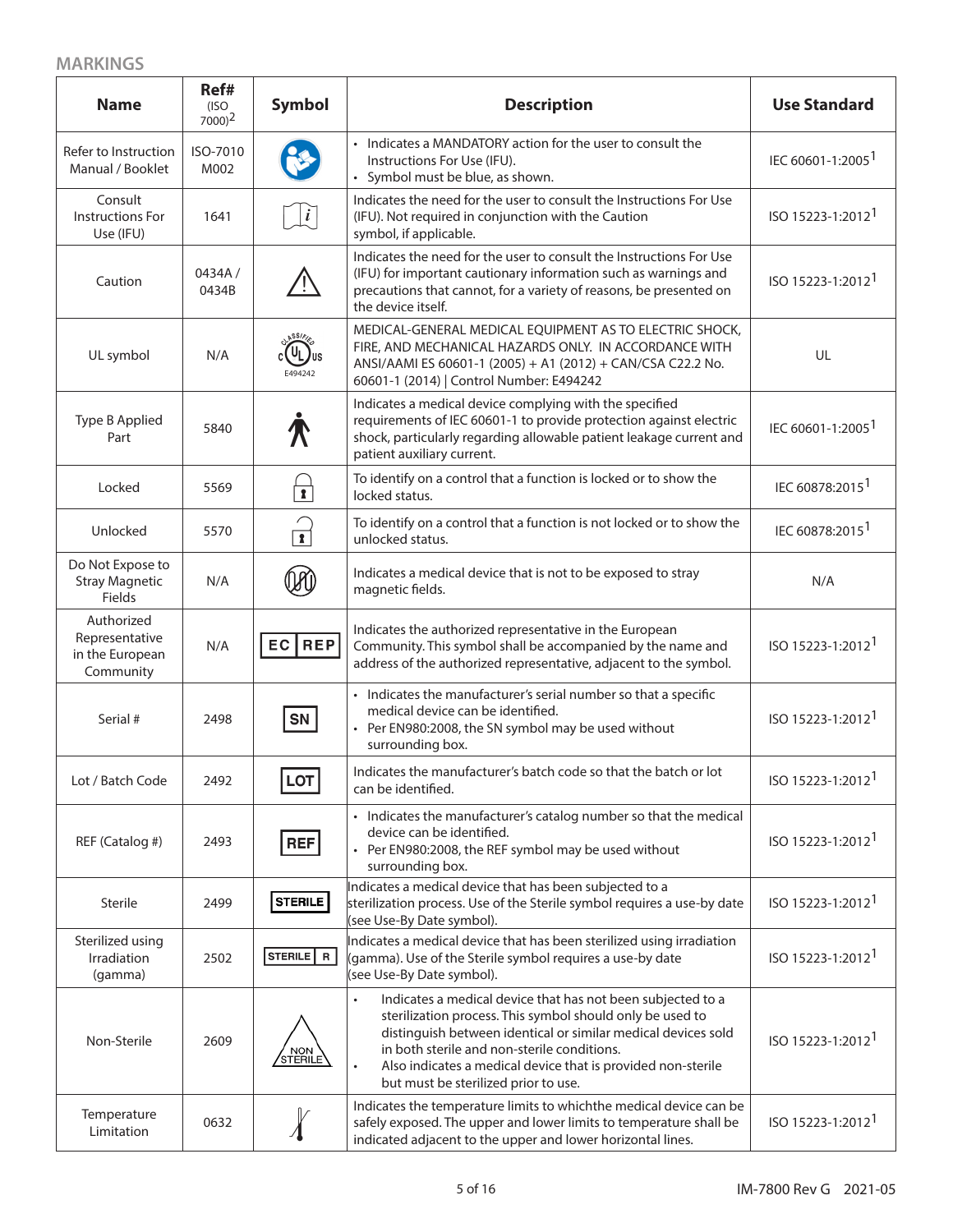## MARKINGS

| Name | Ref# (ISO 7000)[2] | Symbol | Description | Use Standard |
|---|---|---|---|---|
| Refer to Instruction Manual / Booklet | ISO-7010 M002 | | • Indicates a MANDATORY action for the user to consult the Instructions For Use (IFU).<br>• Symbol must be blue, as shown. | IEC 60601-1:2005[1] |
| Consult Instructions For Use (IFU) | 1641 | | Indicates the need for the user to consult the Instructions For Use (IFU). Not required in conjunction with the Caution symbol, if applicable. | ISO 15223-1:2012[1] |
| Caution | 0434A / 0434B | | Indicates the need for the user to consult the Instructions For Use (IFU) for important cautionary information such as warnings and precautions that cannot, for a variety of reasons, be presented on the device itself. | ISO 15223-1:2012[1] |
| UL symbol | N/A | CLASSIFIED c UL us E494242 | MEDICAL-GENERAL MEDICAL EQUIPMENT AS TO ELECTRIC SHOCK, FIRE, AND MECHANICAL HAZARDS ONLY. IN ACCORDANCE WITH ANSI/AAMI ES 60601-1 (2005) + A1 (2012) + CAN/CSA C22.2 No. 60601-1 (2014) \| Control Number: E494242 | UL |
| Type B Applied Part | 5840 | | Indicates a medical device complying with the specified requirements of IEC 60601-1 to provide protection against electric shock, particularly regarding allowable patient leakage current and patient auxiliary current. | IEC 60601-1:2005[1] |
| Locked | 5569 | | To identify on a control that a function is locked or to show the locked status. | IEC 60878:2015[1] |
| Unlocked | 5570 | | To identify on a control that a function is not locked or to show the unlocked status. | IEC 60878:2015[1] |
| Do Not Expose to Stray Magnetic Fields | N/A | | Indicates a medical device that is not to be exposed to stray magnetic fields. | N/A |
| Authorized Representative in the European Community | N/A | EC REP | Indicates the authorized representative in the European Community. This symbol shall be accompanied by the name and address of the authorized representative, adjacent to the symbol. | ISO 15223-1:2012[1] |
| Serial # | 2498 | SN | • Indicates the manufacturer's serial number so that a specific medical device can be identified.<br>• Per EN980:2008, the SN symbol may be used without surrounding box. | ISO 15223-1:2012[1] |
| Lot / Batch Code | 2492 | LOT | Indicates the manufacturer's batch code so that the batch or lot can be identified. | ISO 15223-1:2012[1] |
| REF (Catalog #) | 2493 | REF | • Indicates the manufacturer's catalog number so that the medical device can be identified.<br>• Per EN980:2008, the REF symbol may be used without surrounding box. | ISO 15223-1:2012[1] |
| Sterile | 2499 | STERILE | Indicates a medical device that has been subjected to a sterilization process. Use of the Sterile symbol requires a use-by date (see Use-By Date symbol). | ISO 15223-1:2012[1] |
| Sterilized using Irradiation (gamma) | 2502 | STERILE R | Indicates a medical device that has been sterilized using irradiation (gamma). Use of the Sterile symbol requires a use-by date (see Use-By Date symbol). | ISO 15223-1:2012[1] |
| Non-Sterile | 2609 | NON STERILE | • Indicates a medical device that has not been subjected to a sterilization process. This symbol should only be used to distinguish between identical or similar medical devices sold in both sterile and non-sterile conditions.<br>• Also indicates a medical device that is provided non-sterile but must be sterilized prior to use. | ISO 15223-1:2012[1] |
| Temperature Limitation | 0632 | | Indicates the temperature limits to whichthe medical device can be safely exposed. The upper and lower limits to temperature shall be indicated adjacent to the upper and lower horizontal lines. | ISO 15223-1:2012[1] |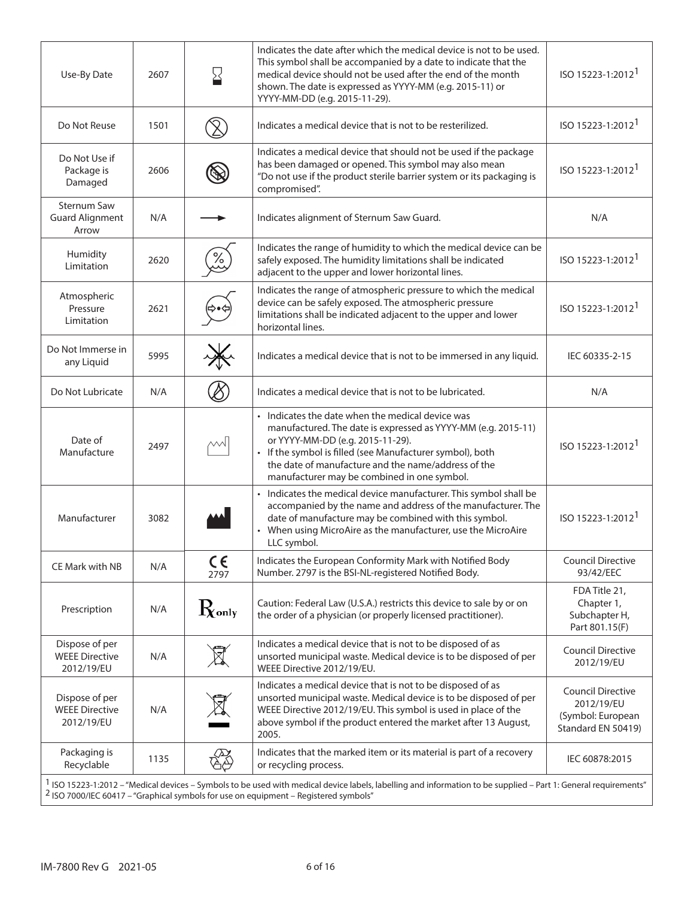| Use-By Date | 2607 | | Indicates the date after which the medical device is not to be used. This symbol shall be accompanied by a date to indicate that the medical device should not be used after the end of the month shown. The date is expressed as YYYY-MM (e.g. 2015-11) or YYYY-MM-DD (e.g. 2015-11-29). | ISO 15223-1:2012[1] |
|---|---|---|---|---|
| Do Not Reuse | 1501 | | Indicates a medical device that is not to be resterilized. | ISO 15223-1:2012[1] |
| Do Not Use if Package is Damaged | 2606 | | Indicates a medical device that should not be used if the package has been damaged or opened. This symbol may also mean "Do not use if the product sterile barrier system or its packaging is compromised". | ISO 15223-1:2012[1] |
| Sternum Saw Guard Alignment Arrow | N/A | | Indicates alignment of Sternum Saw Guard. | N/A |
| Humidity Limitation | 2620 | | Indicates the range of humidity to which the medical device can be safely exposed. The humidity limitations shall be indicated adjacent to the upper and lower horizontal lines. | ISO 15223-1:2012[1] |
| Atmospheric Pressure Limitation | 2621 | | Indicates the range of atmospheric pressure to which the medical device can be safely exposed. The atmospheric pressure limitations shall be indicated adjacent to the upper and lower horizontal lines. | ISO 15223-1:2012[1] |
| Do Not Immerse in any Liquid | 5995 | | Indicates a medical device that is not to be immersed in any liquid. | IEC 60335-2-15 |
| Do Not Lubricate | N/A | | Indicates a medical device that is not to be lubricated. | N/A |
| Date of Manufacture | 2497 | | • Indicates the date when the medical device was manufactured. The date is expressed as YYYY-MM (e.g. 2015-11) or YYYY-MM-DD (e.g. 2015-11-29).<br>• If the symbol is filled (see Manufacturer symbol), both the date of manufacture and the name/address of the manufacturer may be combined in one symbol. | ISO 15223-1:2012[1] |
| Manufacturer | 3082 | | • Indicates the medical device manufacturer. This symbol shall be accompanied by the name and address of the manufacturer. The date of manufacture may be combined with this symbol.<br>• When using MicroAire as the manufacturer, use the MicroAire LLC symbol. | ISO 15223-1:2012[1] |
| CE Mark with NB | N/A | CE 2797 | Indicates the European Conformity Mark with Notified Body Number. 2797 is the BSI-NL-registered Notified Body. | Council Directive 93/42/EEC |
| Prescription | N/A | Rx only | Caution: Federal Law (U.S.A.) restricts this device to sale by or on the order of a physician (or properly licensed practitioner). | FDA Title 21, Chapter 1, Subchapter H, Part 801.15(F) |
| Dispose of per WEEE Directive 2012/19/EU | N/A | | Indicates a medical device that is not to be disposed of as unsorted municipal waste. Medical device is to be disposed of per WEEE Directive 2012/19/EU. | Council Directive 2012/19/EU |
| Dispose of per WEEE Directive 2012/19/EU | N/A | | Indicates a medical device that is not to be disposed of as unsorted municipal waste. Medical device is to be disposed of per WEEE Directive 2012/19/EU. This symbol is used in place of the above symbol if the product entered the market after 13 August, 2005. | Council Directive 2012/19/EU (Symbol: European Standard EN 50419) |
| Packaging is Recyclable | 1135 | | Indicates that the marked item or its material is part of a recovery or recycling process. | IEC 60878:2015 |

[1] ISO 15223-1:2012 – "Medical devices – Symbols to be used with medical device labels, labelling and information to be supplied – Part 1: General requirements"
[2] ISO 7000/IEC 60417 – "Graphical symbols for use on equipment – Registered symbols"

IM-7800 Rev G 2021-05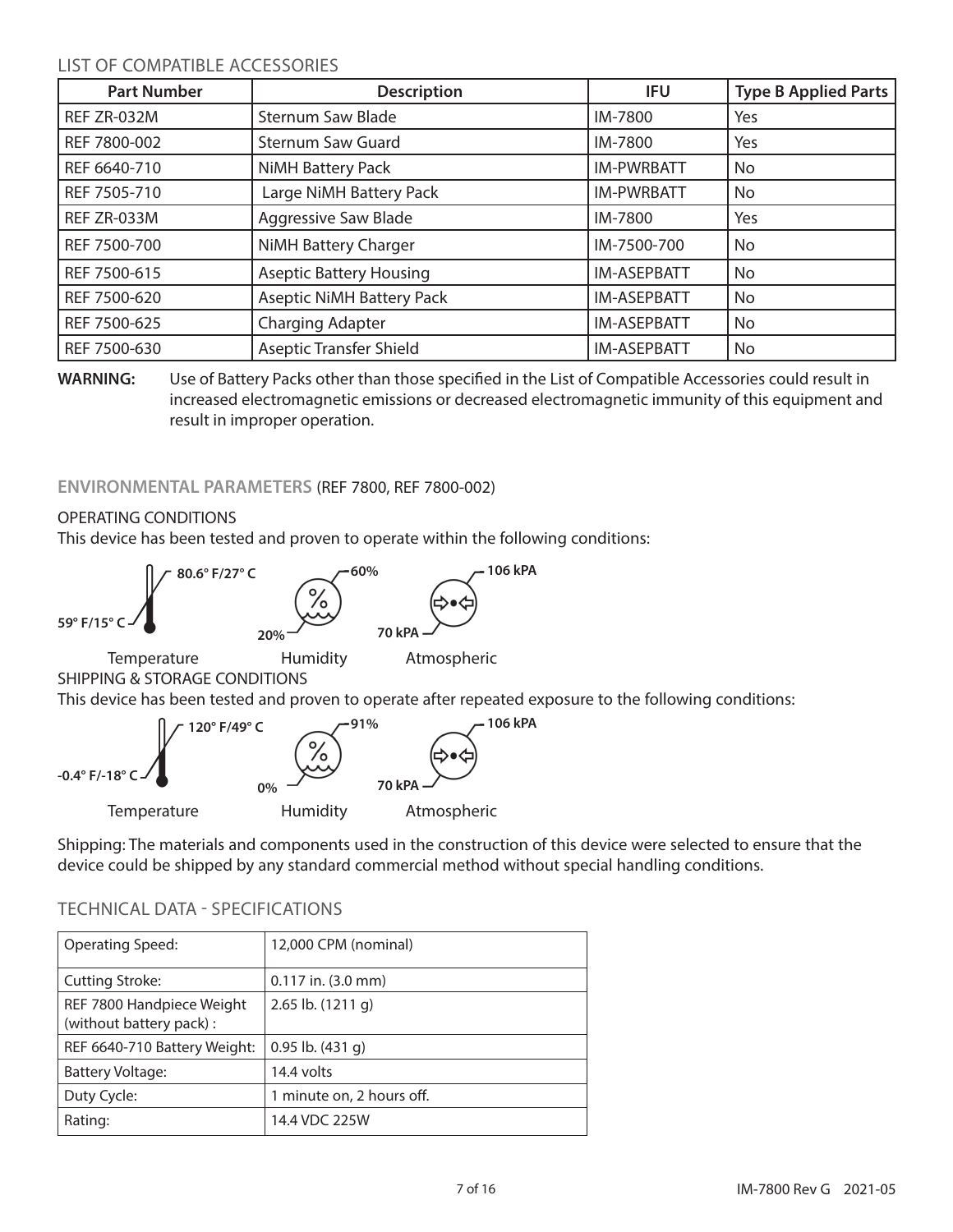## LIST OF COMPATIBLE ACCESSORIES

| Part Number | Description | IFU | Type B Applied Parts |
|---|---|---|---|
| REF ZR-032M | Sternum Saw Blade | IM-7800 | Yes |
| REF 7800-002 | Sternum Saw Guard | IM-7800 | Yes |
| REF 6640-710 | NiMH Battery Pack | IM-PWRBATT | No |
| REF 7505-710 | Large NiMH Battery Pack | IM-PWRBATT | No |
| REF ZR-033M | Aggressive Saw Blade | IM-7800 | Yes |
| REF 7500-700 | NiMH Battery Charger | IM-7500-700 | No |
| REF 7500-615 | Aseptic Battery Housing | IM-ASEPBATT | No |
| REF 7500-620 | Aseptic NiMH Battery Pack | IM-ASEPBATT | No |
| REF 7500-625 | Charging Adapter | IM-ASEPBATT | No |
| REF 7500-630 | Aseptic Transfer Shield | IM-ASEPBATT | No |

**WARNING:** Use of Battery Packs other than those specified in the List of Compatible Accessories could result in increased electromagnetic emissions or decreased electromagnetic immunity of this equipment and result in improper operation.

## ENVIRONMENTAL PARAMETERS (REF 7800, REF 7800-002)

### OPERATING CONDITIONS

This device has been tested and proven to operate within the following conditions:

Temperature: 59° F/15° C – 80.6° F/27° C
Humidity: 20% – 60%
Atmospheric: 70 kPA – 106 kPA

### SHIPPING & STORAGE CONDITIONS

This device has been tested and proven to operate after repeated exposure to the following conditions:

Temperature: -0.4° F/-18° C – 120° F/49° C
Humidity: 0% – 91%
Atmospheric: 70 kPA – 106 kPA

Shipping: The materials and components used in the construction of this device were selected to ensure that the device could be shipped by any standard commercial method without special handling conditions.

## TECHNICAL DATA - SPECIFICATIONS

| | |
|---|---|
| Operating Speed: | 12,000 CPM (nominal) |
| Cutting Stroke: | 0.117 in. (3.0 mm) |
| REF 7800 Handpiece Weight (without battery pack) : | 2.65 lb. (1211 g) |
| REF 6640-710 Battery Weight: | 0.95 lb. (431 g) |
| Battery Voltage: | 14.4 volts |
| Duty Cycle: | 1 minute on, 2 hours off. |
| Rating: | 14.4 VDC 225W |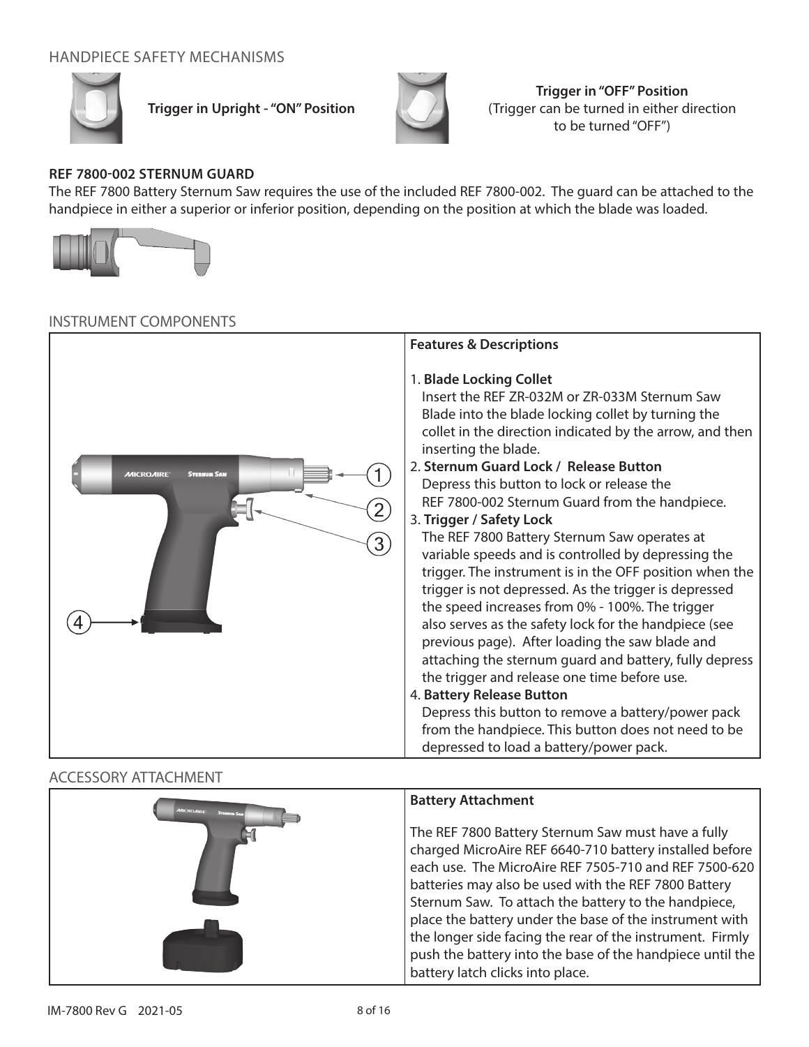## HANDPIECE SAFETY MECHANISMS

**Trigger in Upright - "ON" Position**

**Trigger in "OFF" Position**
(Trigger can be turned in either direction to be turned "OFF")

### REF 7800-002 STERNUM GUARD

The REF 7800 Battery Sternum Saw requires the use of the included REF 7800-002. The guard can be attached to the handpiece in either a superior or inferior position, depending on the position at which the blade was loaded.

## INSTRUMENT COMPONENTS

**Features & Descriptions**

1. **Blade Locking Collet**
   Insert the REF ZR-032M or ZR-033M Sternum Saw Blade into the blade locking collet by turning the collet in the direction indicated by the arrow, and then inserting the blade.
2. **Sternum Guard Lock / Release Button**
   Depress this button to lock or release the REF 7800-002 Sternum Guard from the handpiece.
3. **Trigger / Safety Lock**
   The REF 7800 Battery Sternum Saw operates at variable speeds and is controlled by depressing the trigger. The instrument is in the OFF position when the trigger is not depressed. As the trigger is depressed the speed increases from 0% - 100%. The trigger also serves as the safety lock for the handpiece (see previous page). After loading the saw blade and attaching the sternum guard and battery, fully depress the trigger and release one time before use.
4. **Battery Release Button**
   Depress this button to remove a battery/power pack from the handpiece. This button does not need to be depressed to load a battery/power pack.

## ACCESSORY ATTACHMENT

**Battery Attachment**

The REF 7800 Battery Sternum Saw must have a fully charged MicroAire REF 6640-710 battery installed before each use. The MicroAire REF 7505-710 and REF 7500-620 batteries may also be used with the REF 7800 Battery Sternum Saw. To attach the battery to the handpiece, place the battery under the base of the instrument with the longer side facing the rear of the instrument. Firmly push the battery into the base of the handpiece until the battery latch clicks into place.

IM-7800 Rev G 2021-05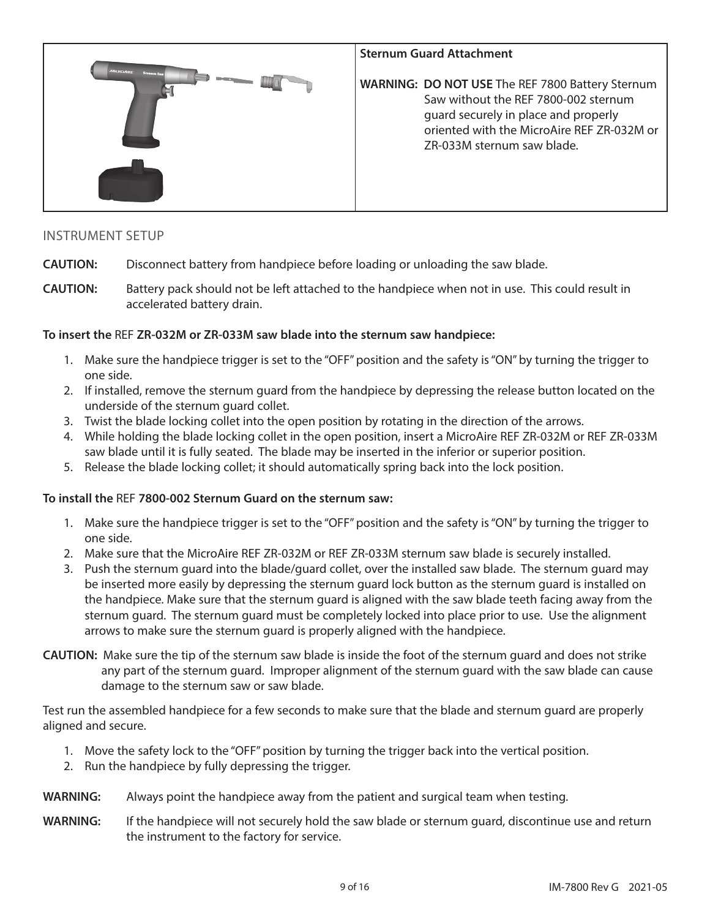| | **Sternum Guard Attachment**<br><br>**WARNING: DO NOT USE** The REF 7800 Battery Sternum Saw without the REF 7800-002 sternum guard securely in place and properly oriented with the MicroAire REF ZR-032M or ZR-033M sternum saw blade. |
|---|---|

## INSTRUMENT SETUP

**CAUTION:** Disconnect battery from handpiece before loading or unloading the saw blade.

**CAUTION:** Battery pack should not be left attached to the handpiece when not in use. This could result in accelerated battery drain.

**To insert the** REF **ZR-032M or ZR-033M saw blade into the sternum saw handpiece:**

1. Make sure the handpiece trigger is set to the "OFF" position and the safety is "ON" by turning the trigger to one side.
2. If installed, remove the sternum guard from the handpiece by depressing the release button located on the underside of the sternum guard collet.
3. Twist the blade locking collet into the open position by rotating in the direction of the arrows.
4. While holding the blade locking collet in the open position, insert a MicroAire REF ZR-032M or REF ZR-033M saw blade until it is fully seated. The blade may be inserted in the inferior or superior position.
5. Release the blade locking collet; it should automatically spring back into the lock position.

**To install the** REF **7800-002 Sternum Guard on the sternum saw:**

1. Make sure the handpiece trigger is set to the "OFF" position and the safety is "ON" by turning the trigger to one side.
2. Make sure that the MicroAire REF ZR-032M or REF ZR-033M sternum saw blade is securely installed.
3. Push the sternum guard into the blade/guard collet, over the installed saw blade. The sternum guard may be inserted more easily by depressing the sternum guard lock button as the sternum guard is installed on the handpiece. Make sure that the sternum guard is aligned with the saw blade teeth facing away from the sternum guard. The sternum guard must be completely locked into place prior to use. Use the alignment arrows to make sure the sternum guard is properly aligned with the handpiece.

**CAUTION:** Make sure the tip of the sternum saw blade is inside the foot of the sternum guard and does not strike any part of the sternum guard. Improper alignment of the sternum guard with the saw blade can cause damage to the sternum saw or saw blade.

Test run the assembled handpiece for a few seconds to make sure that the blade and sternum guard are properly aligned and secure.

1. Move the safety lock to the "OFF" position by turning the trigger back into the vertical position.
2. Run the handpiece by fully depressing the trigger.

**WARNING:** Always point the handpiece away from the patient and surgical team when testing.

**WARNING:** If the handpiece will not securely hold the saw blade or sternum guard, discontinue use and return the instrument to the factory for service.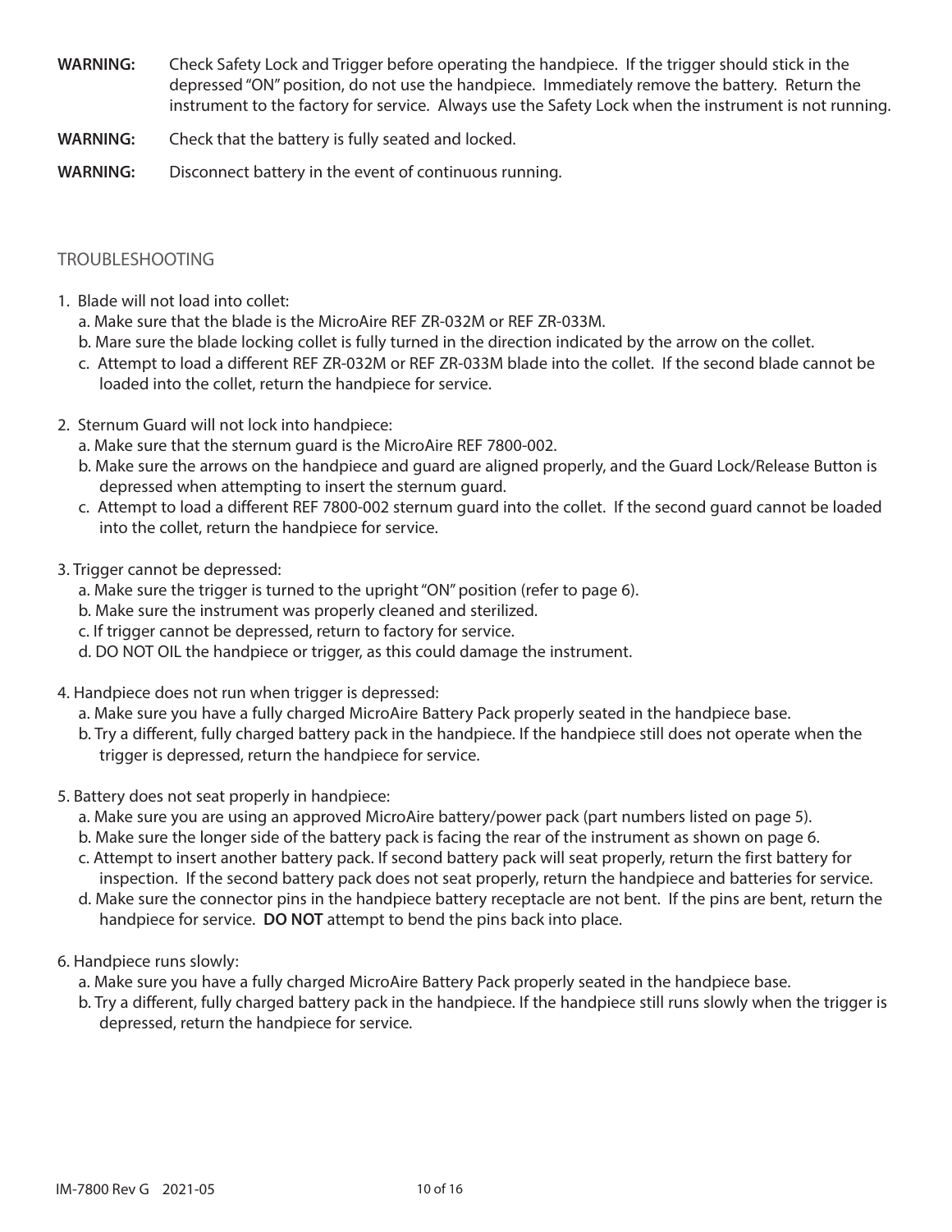**WARNING:** Check Safety Lock and Trigger before operating the handpiece. If the trigger should stick in the depressed "ON" position, do not use the handpiece. Immediately remove the battery. Return the instrument to the factory for service. Always use the Safety Lock when the instrument is not running.

**WARNING:** Check that the battery is fully seated and locked.

**WARNING:** Disconnect battery in the event of continuous running.

## TROUBLESHOOTING

1. Blade will not load into collet:
   a. Make sure that the blade is the MicroAire REF ZR-032M or REF ZR-033M.
   b. Mare sure the blade locking collet is fully turned in the direction indicated by the arrow on the collet.
   c. Attempt to load a different REF ZR-032M or REF ZR-033M blade into the collet. If the second blade cannot be loaded into the collet, return the handpiece for service.

2. Sternum Guard will not lock into handpiece:
   a. Make sure that the sternum guard is the MicroAire REF 7800-002.
   b. Make sure the arrows on the handpiece and guard are aligned properly, and the Guard Lock/Release Button is depressed when attempting to insert the sternum guard.
   c. Attempt to load a different REF 7800-002 sternum guard into the collet. If the second guard cannot be loaded into the collet, return the handpiece for service.

3. Trigger cannot be depressed:
   a. Make sure the trigger is turned to the upright "ON" position (refer to page 6).
   b. Make sure the instrument was properly cleaned and sterilized.
   c. If trigger cannot be depressed, return to factory for service.
   d. DO NOT OIL the handpiece or trigger, as this could damage the instrument.

4. Handpiece does not run when trigger is depressed:
   a. Make sure you have a fully charged MicroAire Battery Pack properly seated in the handpiece base.
   b. Try a different, fully charged battery pack in the handpiece. If the handpiece still does not operate when the trigger is depressed, return the handpiece for service.

5. Battery does not seat properly in handpiece:
   a. Make sure you are using an approved MicroAire battery/power pack (part numbers listed on page 5).
   b. Make sure the longer side of the battery pack is facing the rear of the instrument as shown on page 6.
   c. Attempt to insert another battery pack. If second battery pack will seat properly, return the first battery for inspection. If the second battery pack does not seat properly, return the handpiece and batteries for service.
   d. Make sure the connector pins in the handpiece battery receptacle are not bent. If the pins are bent, return the handpiece for service. **DO NOT** attempt to bend the pins back into place.

6. Handpiece runs slowly:
   a. Make sure you have a fully charged MicroAire Battery Pack properly seated in the handpiece base.
   b. Try a different, fully charged battery pack in the handpiece. If the handpiece still runs slowly when the trigger is depressed, return the handpiece for service.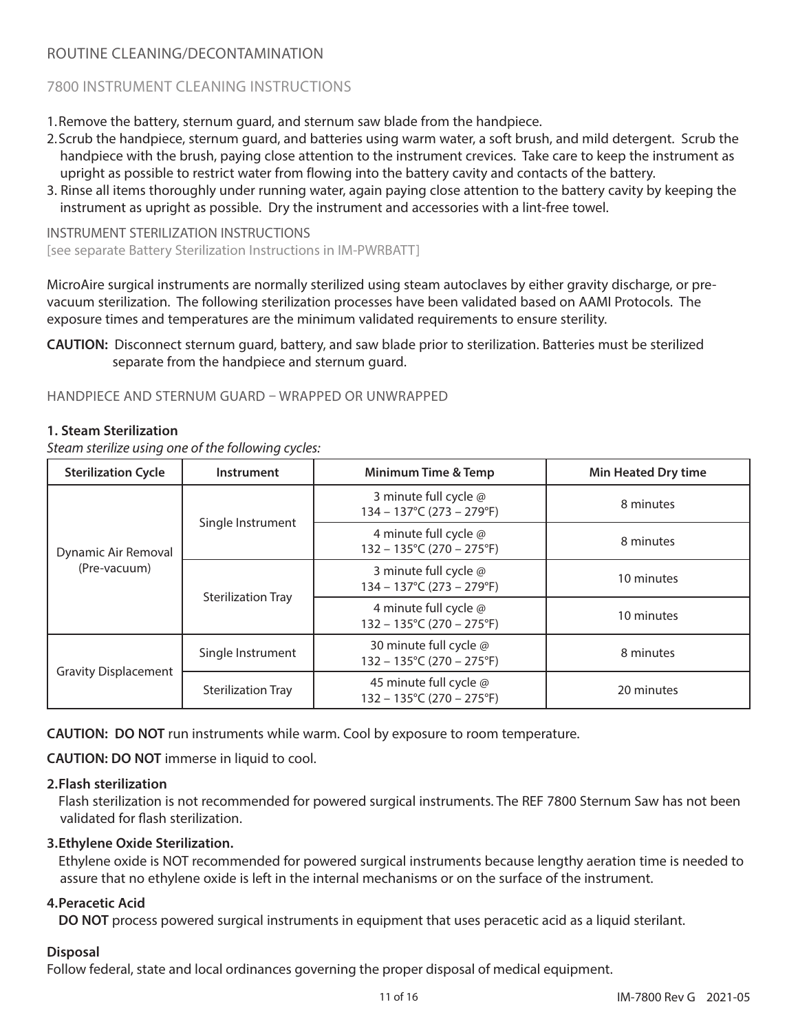## ROUTINE CLEANING/DECONTAMINATION

### 7800 INSTRUMENT CLEANING INSTRUCTIONS

1. Remove the battery, sternum guard, and sternum saw blade from the handpiece.
2. Scrub the handpiece, sternum guard, and batteries using warm water, a soft brush, and mild detergent. Scrub the handpiece with the brush, paying close attention to the instrument crevices. Take care to keep the instrument as upright as possible to restrict water from flowing into the battery cavity and contacts of the battery.
3. Rinse all items thoroughly under running water, again paying close attention to the battery cavity by keeping the instrument as upright as possible. Dry the instrument and accessories with a lint-free towel.

### INSTRUMENT STERILIZATION INSTRUCTIONS

[see separate Battery Sterilization Instructions in IM-PWRBATT]

MicroAire surgical instruments are normally sterilized using steam autoclaves by either gravity discharge, or pre-vacuum sterilization. The following sterilization processes have been validated based on AAMI Protocols. The exposure times and temperatures are the minimum validated requirements to ensure sterility.

**CAUTION:** Disconnect sternum guard, battery, and saw blade prior to sterilization. Batteries must be sterilized separate from the handpiece and sternum guard.

### HANDPIECE AND STERNUM GUARD – WRAPPED OR UNWRAPPED

**1. Steam Sterilization**

*Steam sterilize using one of the following cycles:*

| Sterilization Cycle | Instrument | Minimum Time & Temp | Min Heated Dry time |
|---|---|---|---|
| Dynamic Air Removal (Pre-vacuum) | Single Instrument | 3 minute full cycle @ 134 – 137°C (273 – 279°F) | 8 minutes |
| | | 4 minute full cycle @ 132 – 135°C (270 – 275°F) | 8 minutes |
| | Sterilization Tray | 3 minute full cycle @ 134 – 137°C (273 – 279°F) | 10 minutes |
| | | 4 minute full cycle @ 132 – 135°C (270 – 275°F) | 10 minutes |
| Gravity Displacement | Single Instrument | 30 minute full cycle @ 132 – 135°C (270 – 275°F) | 8 minutes |
| | Sterilization Tray | 45 minute full cycle @ 132 – 135°C (270 – 275°F) | 20 minutes |

**CAUTION: DO NOT** run instruments while warm. Cool by exposure to room temperature.

**CAUTION: DO NOT** immerse in liquid to cool.

**2. Flash sterilization**

Flash sterilization is not recommended for powered surgical instruments. The REF 7800 Sternum Saw has not been validated for flash sterilization.

**3. Ethylene Oxide Sterilization.**

Ethylene oxide is NOT recommended for powered surgical instruments because lengthy aeration time is needed to assure that no ethylene oxide is left in the internal mechanisms or on the surface of the instrument.

**4. Peracetic Acid**

**DO NOT** process powered surgical instruments in equipment that uses peracetic acid as a liquid sterilant.

**Disposal**

Follow federal, state and local ordinances governing the proper disposal of medical equipment.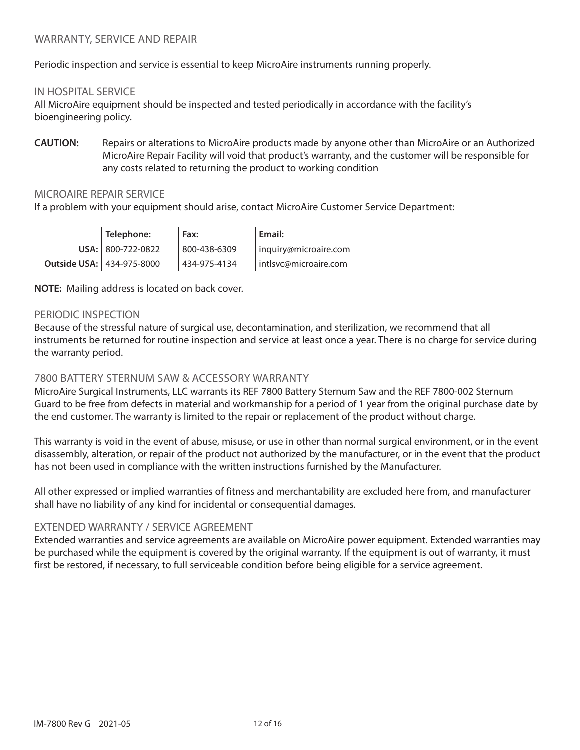## WARRANTY, SERVICE AND REPAIR

Periodic inspection and service is essential to keep MicroAire instruments running properly.

### IN HOSPITAL SERVICE

All MicroAire equipment should be inspected and tested periodically in accordance with the facility's bioengineering policy.

**CAUTION:** Repairs or alterations to MicroAire products made by anyone other than MicroAire or an Authorized MicroAire Repair Facility will void that product's warranty, and the customer will be responsible for any costs related to returning the product to working condition

### MICROAIRE REPAIR SERVICE

If a problem with your equipment should arise, contact MicroAire Customer Service Department:

| | **Telephone:** | **Fax:** | **Email:** |
|---|---|---|---|
| **USA:** | 800-722-0822 | 800-438-6309 | inquiry@microaire.com |
| **Outside USA:** | 434-975-8000 | 434-975-4134 | intlsvc@microaire.com |

**NOTE:** Mailing address is located on back cover.

### PERIODIC INSPECTION

Because of the stressful nature of surgical use, decontamination, and sterilization, we recommend that all instruments be returned for routine inspection and service at least once a year. There is no charge for service during the warranty period.

### 7800 BATTERY STERNUM SAW & ACCESSORY WARRANTY

MicroAire Surgical Instruments, LLC warrants its REF 7800 Battery Sternum Saw and the REF 7800-002 Sternum Guard to be free from defects in material and workmanship for a period of 1 year from the original purchase date by the end customer. The warranty is limited to the repair or replacement of the product without charge.

This warranty is void in the event of abuse, misuse, or use in other than normal surgical environment, or in the event disassembly, alteration, or repair of the product not authorized by the manufacturer, or in the event that the product has not been used in compliance with the written instructions furnished by the Manufacturer.

All other expressed or implied warranties of fitness and merchantability are excluded here from, and manufacturer shall have no liability of any kind for incidental or consequential damages.

### EXTENDED WARRANTY / SERVICE AGREEMENT

Extended warranties and service agreements are available on MicroAire power equipment. Extended warranties may be purchased while the equipment is covered by the original warranty. If the equipment is out of warranty, it must first be restored, if necessary, to full serviceable condition before being eligible for a service agreement.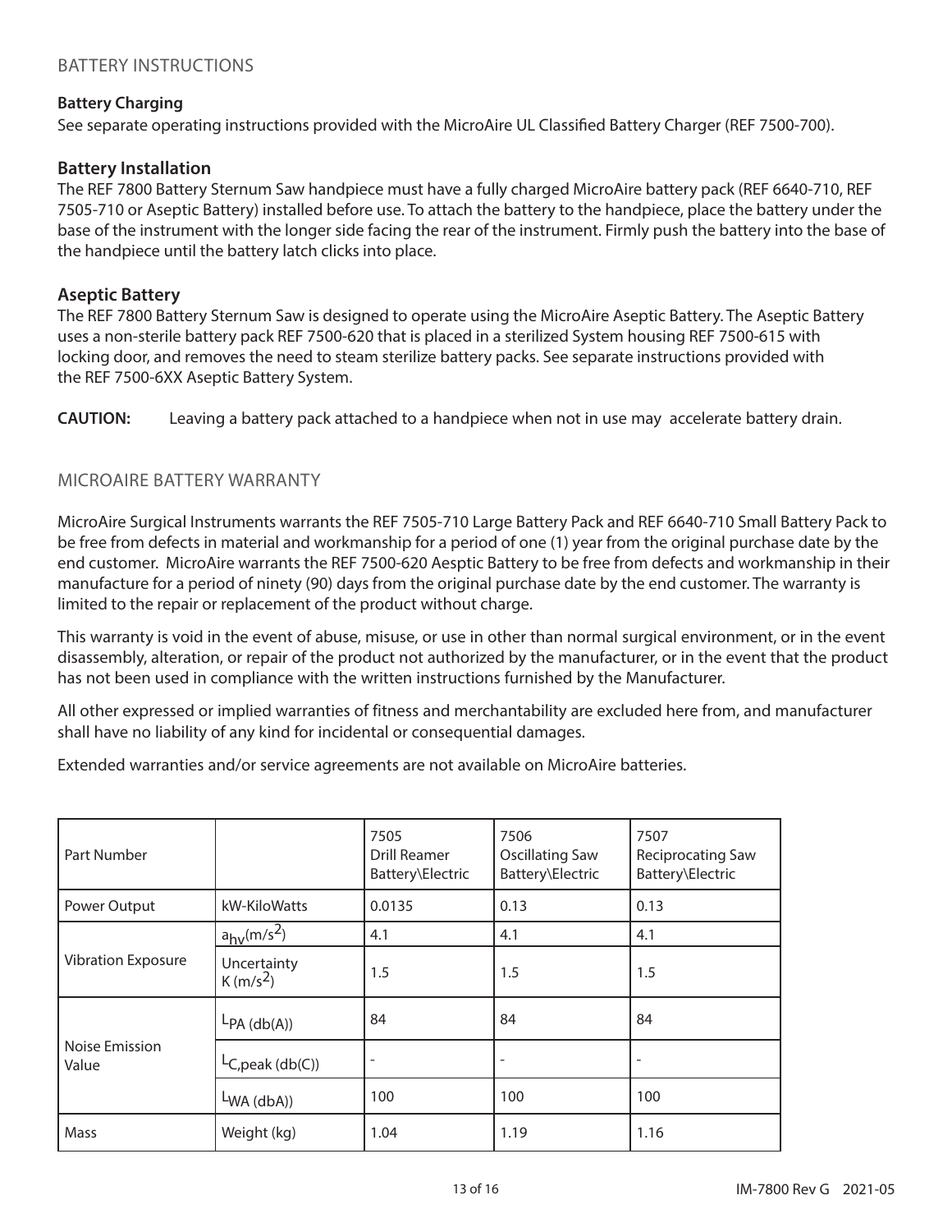## BATTERY INSTRUCTIONS

**Battery Charging**

See separate operating instructions provided with the MicroAire UL Classified Battery Charger (REF 7500-700).

### Battery Installation

The REF 7800 Battery Sternum Saw handpiece must have a fully charged MicroAire battery pack (REF 6640-710, REF 7505-710 or Aseptic Battery) installed before use. To attach the battery to the handpiece, place the battery under the base of the instrument with the longer side facing the rear of the instrument. Firmly push the battery into the base of the handpiece until the battery latch clicks into place.

### Aseptic Battery

The REF 7800 Battery Sternum Saw is designed to operate using the MicroAire Aseptic Battery. The Aseptic Battery uses a non-sterile battery pack REF 7500-620 that is placed in a sterilized System housing REF 7500-615 with locking door, and removes the need to steam sterilize battery packs. See separate instructions provided with the REF 7500-6XX Aseptic Battery System.

**CAUTION:** Leaving a battery pack attached to a handpiece when not in use may accelerate battery drain.

## MICROAIRE BATTERY WARRANTY

MicroAire Surgical Instruments warrants the REF 7505-710 Large Battery Pack and REF 6640-710 Small Battery Pack to be free from defects in material and workmanship for a period of one (1) year from the original purchase date by the end customer. MicroAire warrants the REF 7500-620 Aesptic Battery to be free from defects and workmanship in their manufacture for a period of ninety (90) days from the original purchase date by the end customer. The warranty is limited to the repair or replacement of the product without charge.

This warranty is void in the event of abuse, misuse, or use in other than normal surgical environment, or in the event disassembly, alteration, or repair of the product not authorized by the manufacturer, or in the event that the product has not been used in compliance with the written instructions furnished by the Manufacturer.

All other expressed or implied warranties of fitness and merchantability are excluded here from, and manufacturer shall have no liability of any kind for incidental or consequential damages.

Extended warranties and/or service agreements are not available on MicroAire batteries.

| Part Number | | 7505 Drill Reamer Battery\Electric | 7506 Oscillating Saw Battery\Electric | 7507 Reciprocating Saw Battery\Electric |
|---|---|---|---|---|
| Power Output | kW-KiloWatts | 0.0135 | 0.13 | 0.13 |
| Vibration Exposure | $a_{hv}(m/s^2)$ | 4.1 | 4.1 | 4.1 |
| | Uncertainty K $(m/s^2)$ | 1.5 | 1.5 | 1.5 |
| Noise Emission Value | $L_{PA}$ (db(A)) | 84 | 84 | 84 |
| | $L_{C,peak}$ (db(C)) | - | - | - |
| | $L_{WA}$ (dbA)) | 100 | 100 | 100 |
| Mass | Weight (kg) | 1.04 | 1.19 | 1.16 |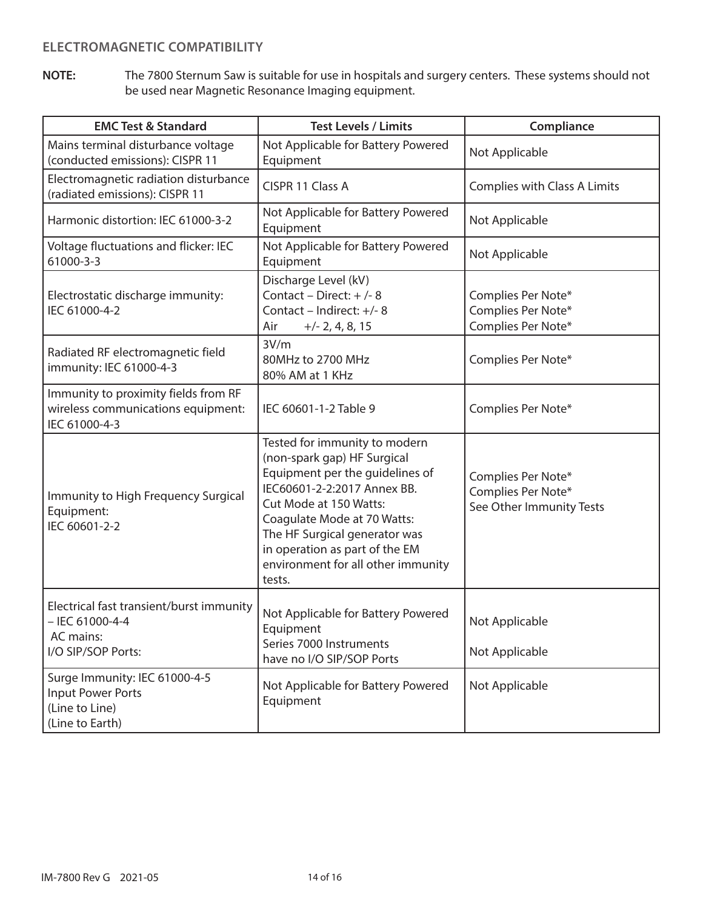## ELECTROMAGNETIC COMPATIBILITY

**NOTE:** The 7800 Sternum Saw is suitable for use in hospitals and surgery centers. These systems should not be used near Magnetic Resonance Imaging equipment.

| EMC Test & Standard | Test Levels / Limits | Compliance |
|---|---|---|
| Mains terminal disturbance voltage (conducted emissions): CISPR 11 | Not Applicable for Battery Powered Equipment | Not Applicable |
| Electromagnetic radiation disturbance (radiated emissions): CISPR 11 | CISPR 11 Class A | Complies with Class A Limits |
| Harmonic distortion: IEC 61000-3-2 | Not Applicable for Battery Powered Equipment | Not Applicable |
| Voltage fluctuations and flicker: IEC 61000-3-3 | Not Applicable for Battery Powered Equipment | Not Applicable |
| Electrostatic discharge immunity: IEC 61000-4-2 | Discharge Level (kV)<br>Contact – Direct: + /- 8<br>Contact – Indirect: +/- 8<br>Air +/- 2, 4, 8, 15 | Complies Per Note*<br>Complies Per Note*<br>Complies Per Note* |
| Radiated RF electromagnetic field immunity: IEC 61000-4-3 | 3V/m<br>80MHz to 2700 MHz<br>80% AM at 1 KHz | Complies Per Note* |
| Immunity to proximity fields from RF wireless communications equipment: IEC 61000-4-3 | IEC 60601-1-2 Table 9 | Complies Per Note* |
| Immunity to High Frequency Surgical Equipment: IEC 60601-2-2 | Tested for immunity to modern (non-spark gap) HF Surgical Equipment per the guidelines of IEC60601-2-2:2017 Annex BB.<br>Cut Mode at 150 Watts:<br>Coagulate Mode at 70 Watts:<br>The HF Surgical generator was in operation as part of the EM environment for all other immunity tests. | Complies Per Note*<br>Complies Per Note*<br>See Other Immunity Tests |
| Electrical fast transient/burst immunity – IEC 61000-4-4<br>AC mains:<br>I/O SIP/SOP Ports: | Not Applicable for Battery Powered Equipment<br>Series 7000 Instruments have no I/O SIP/SOP Ports | Not Applicable<br>Not Applicable |
| Surge Immunity: IEC 61000-4-5<br>Input Power Ports<br>(Line to Line)<br>(Line to Earth) | Not Applicable for Battery Powered Equipment | Not Applicable |

IM-7800 Rev G 2021-05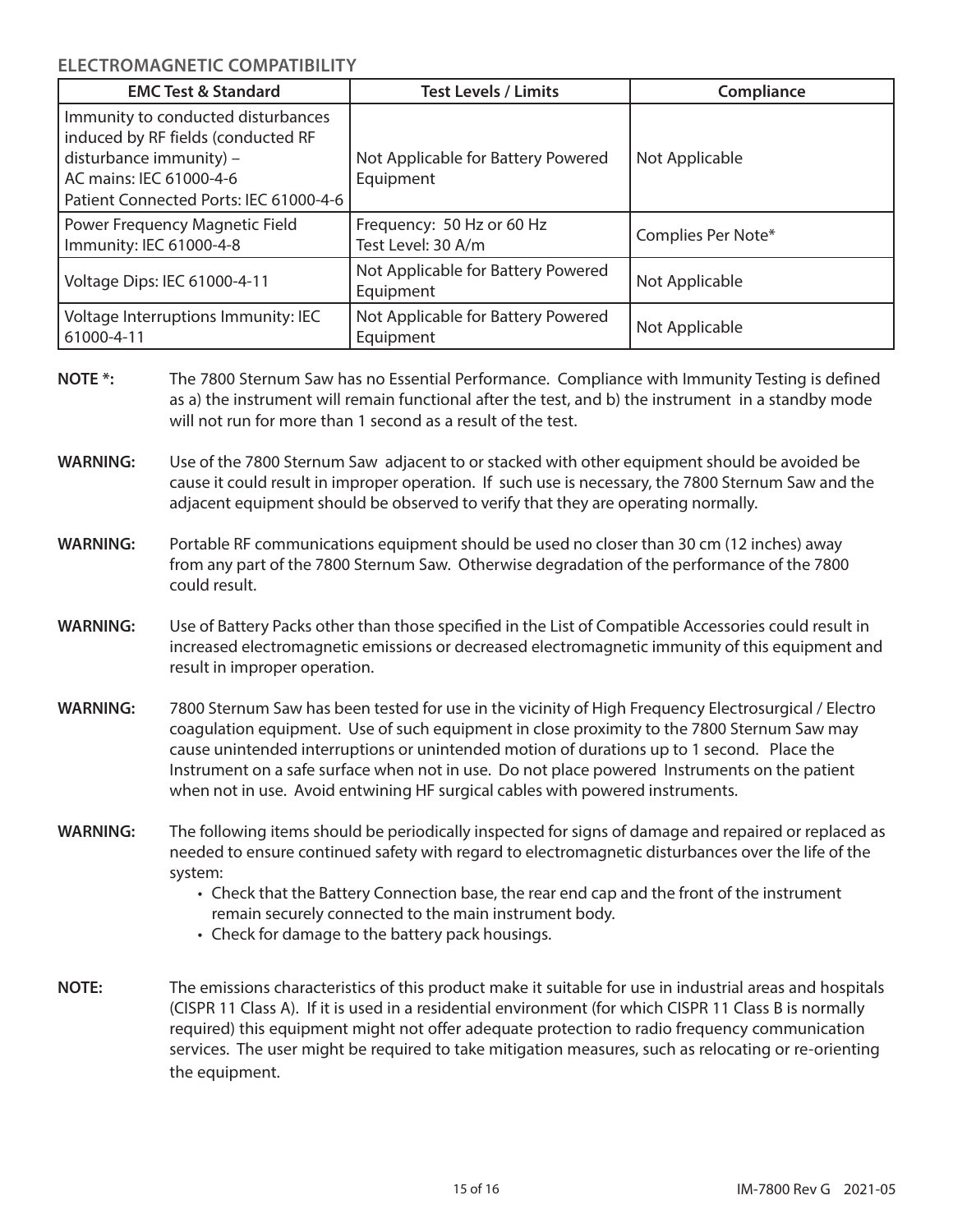## ELECTROMAGNETIC COMPATIBILITY

| EMC Test & Standard | Test Levels / Limits | Compliance |
|---|---|---|
| Immunity to conducted disturbances induced by RF fields (conducted RF disturbance immunity) – AC mains: IEC 61000-4-6 Patient Connected Ports: IEC 61000-4-6 | Not Applicable for Battery Powered Equipment | Not Applicable |
| Power Frequency Magnetic Field Immunity: IEC 61000-4-8 | Frequency: 50 Hz or 60 Hz Test Level: 30 A/m | Complies Per Note* |
| Voltage Dips: IEC 61000-4-11 | Not Applicable for Battery Powered Equipment | Not Applicable |
| Voltage Interruptions Immunity: IEC 61000-4-11 | Not Applicable for Battery Powered Equipment | Not Applicable |

**NOTE *:** The 7800 Sternum Saw has no Essential Performance. Compliance with Immunity Testing is defined as a) the instrument will remain functional after the test, and b) the instrument in a standby mode will not run for more than 1 second as a result of the test.

**WARNING:** Use of the 7800 Sternum Saw adjacent to or stacked with other equipment should be avoided be cause it could result in improper operation. If such use is necessary, the 7800 Sternum Saw and the adjacent equipment should be observed to verify that they are operating normally.

**WARNING:** Portable RF communications equipment should be used no closer than 30 cm (12 inches) away from any part of the 7800 Sternum Saw. Otherwise degradation of the performance of the 7800 could result.

**WARNING:** Use of Battery Packs other than those specified in the List of Compatible Accessories could result in increased electromagnetic emissions or decreased electromagnetic immunity of this equipment and result in improper operation.

**WARNING:** 7800 Sternum Saw has been tested for use in the vicinity of High Frequency Electrosurgical / Electro coagulation equipment. Use of such equipment in close proximity to the 7800 Sternum Saw may cause unintended interruptions or unintended motion of durations up to 1 second. Place the Instrument on a safe surface when not in use. Do not place powered Instruments on the patient when not in use. Avoid entwining HF surgical cables with powered instruments.

**WARNING:** The following items should be periodically inspected for signs of damage and repaired or replaced as needed to ensure continued safety with regard to electromagnetic disturbances over the life of the system:

- Check that the Battery Connection base, the rear end cap and the front of the instrument remain securely connected to the main instrument body.
- Check for damage to the battery pack housings.

**NOTE:** The emissions characteristics of this product make it suitable for use in industrial areas and hospitals (CISPR 11 Class A). If it is used in a residential environment (for which CISPR 11 Class B is normally required) this equipment might not offer adequate protection to radio frequency communication services. The user might be required to take mitigation measures, such as relocating or re-orienting the equipment.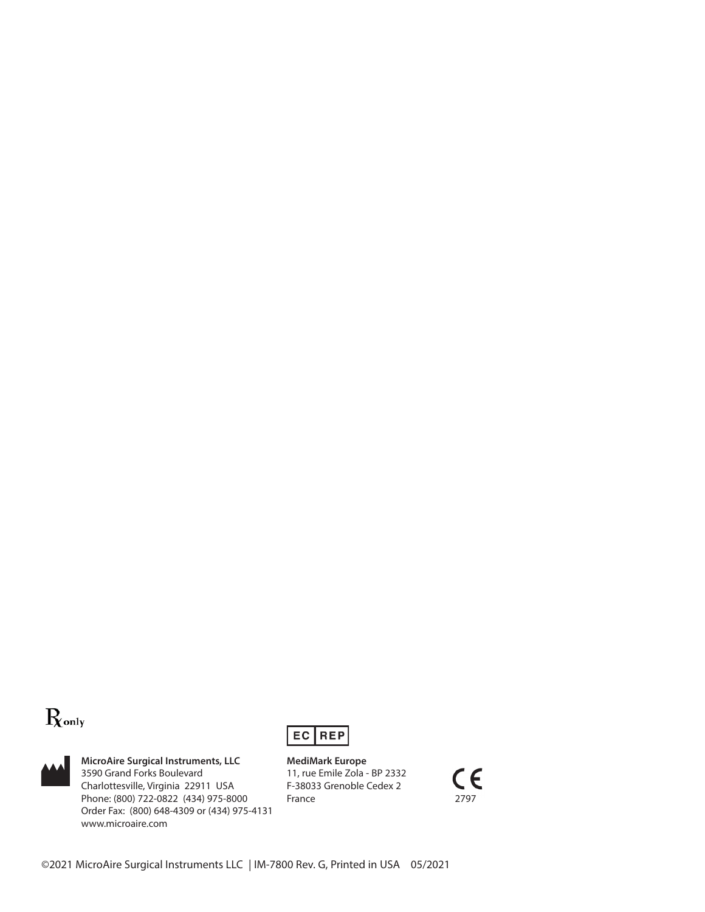℞ only

**MicroAire Surgical Instruments, LLC**
3590 Grand Forks Boulevard
Charlottesville, Virginia 22911 USA
Phone: (800) 722-0822 (434) 975-8000
Order Fax: (800) 648-4309 or (434) 975-4131
www.microaire.com

EC REP

**MediMark Europe**
11, rue Emile Zola - BP 2332
F-38033 Grenoble Cedex 2
France

CE
2797

©2021 MicroAire Surgical Instruments LLC | IM-7800 Rev. G, Printed in USA 05/2021